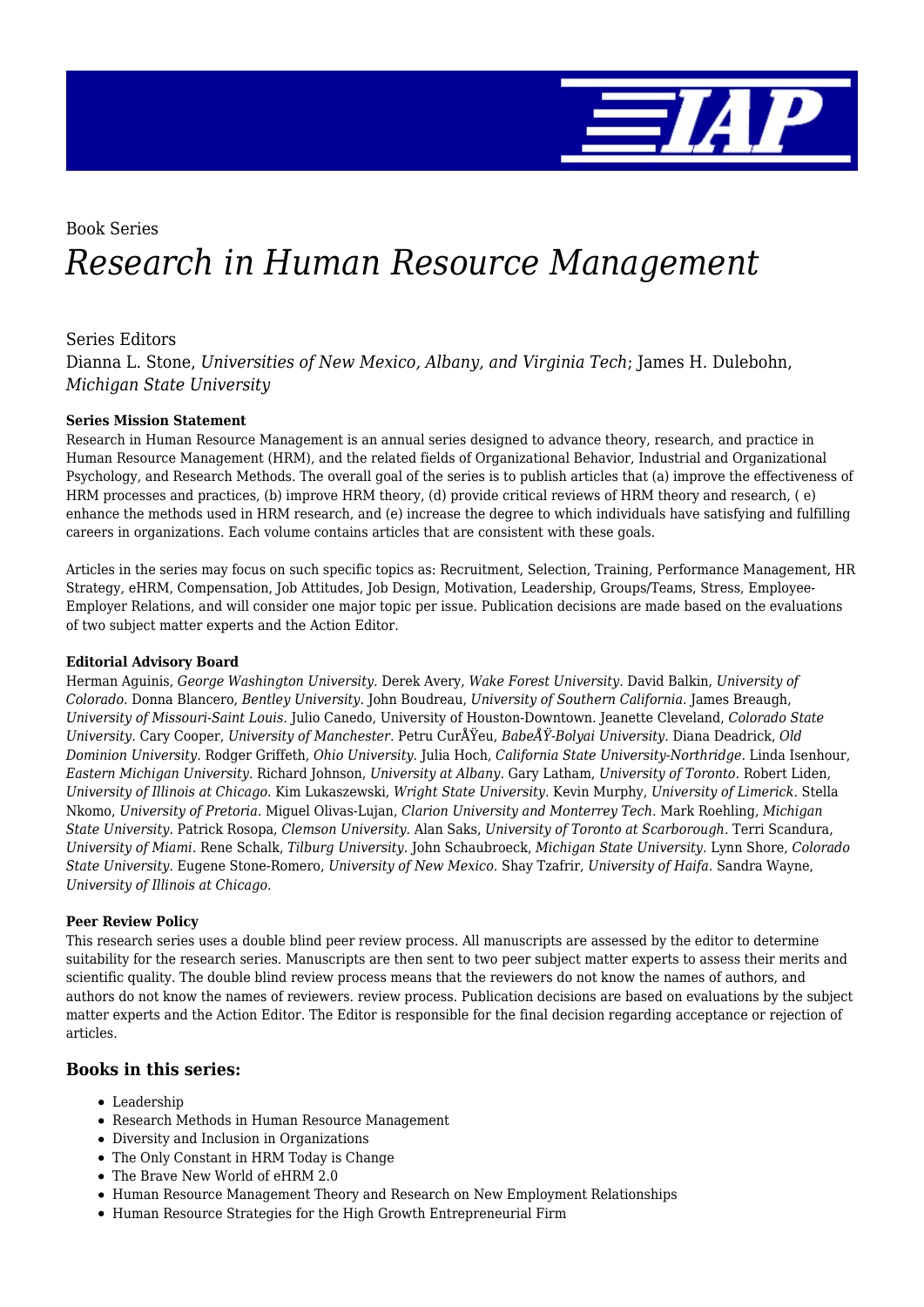Book Series

# *Research in Human Resource Management*

Series Editors

Dianna L. Stone, *Universities of New Mexico, Albany, and Virginia Tech*; James H. Dulebohn, *Michigan State University*

**Series Mission Statement**

Research in Human Resource Management is an annual series designed to advance theory, research, and practice in Human Resource Management (HRM), and the related fields of Organizational Behavior, Industrial and Organizational Psychology, and Research Methods. The overall goal of the series is to publish articles that (a) improve the effectiveness of HRM processes and practices, (b) improve HRM theory, (d) provide critical reviews of HRM theory and research, ( e) enhance the methods used in HRM research, and (e) increase the degree to which individuals have satisfying and fulfilling careers in organizations. Each volume contains articles that are consistent with these goals.

Articles in the series may focus on such specific topics as: Recruitment, Selection, Training, Performance Management, HR Strategy, eHRM, Compensation, Job Attitudes, Job Design, Motivation, Leadership, Groups/Teams, Stress, Employee-Employer Relations, and will consider one major topic per issue. Publication decisions are made based on the evaluations of two subject matter experts and the Action Editor.

**Editorial Advisory Board**

Herman Aguinis, *George Washington University.* Derek Avery, *Wake Forest University.* David Balkin, *University of Colorado.* Donna Blancero, *Bentley University.* John Boudreau, *University of Southern California.* James Breaugh, *University of Missouri-Saint Louis.* Julio Canedo, University of Houston-Downtown. Jeanette Cleveland, *Colorado State University.* Cary Cooper, *University of Manchester.* Petru CurÅŸeu, *BabeÅŸ-Bolyai University.* Diana Deadrick, *Old Dominion University.* Rodger Griffeth, *Ohio University.* Julia Hoch, *California State University-Northridge.* Linda Isenhour, *Eastern Michigan University.* Richard Johnson, *University at Albany.* Gary Latham, *University of Toronto.* Robert Liden, *University of Illinois at Chicago.* Kim Lukaszewski, *Wright State University.* Kevin Murphy, *University of Limerick.* Stella Nkomo, *University of Pretoria.* Miguel Olivas-Lujan, *Clarion University and Monterrey Tech.* Mark Roehling, *Michigan State University.* Patrick Rosopa, *Clemson University.* Alan Saks, *University of Toronto at Scarborough.* Terri Scandura, *University of Miami.* Rene Schalk, *Tilburg University.* John Schaubroeck, *Michigan State University.* Lynn Shore, *Colorado State University.* Eugene Stone-Romero, *University of New Mexico.* Shay Tzafrir, *University of Haifa.* Sandra Wayne, *University of Illinois at Chicago.*

**Peer Review Policy**

This research series uses a double blind peer review process. All manuscripts are assessed by the editor to determine suitability for the research series. Manuscripts are then sent to two peer subject matter experts to assess their merits and scientific quality. The double blind review process means that the reviewers do not know the names of authors, and authors do not know the names of reviewers. review process. Publication decisions are based on evaluations by the subject matter experts and the Action Editor. The Editor is responsible for the final decision regarding acceptance or rejection of articles.

### Books in this series:

- Leadership
- Research Methods in Human Resource Management
- Diversity and Inclusion in Organizations
- The Only Constant in HRM Today is Change
- The Brave New World of eHRM 2.0
- Human Resource Management Theory and Research on New Employment Relationships
- Human Resource Strategies for the High Growth Entrepreneurial Firm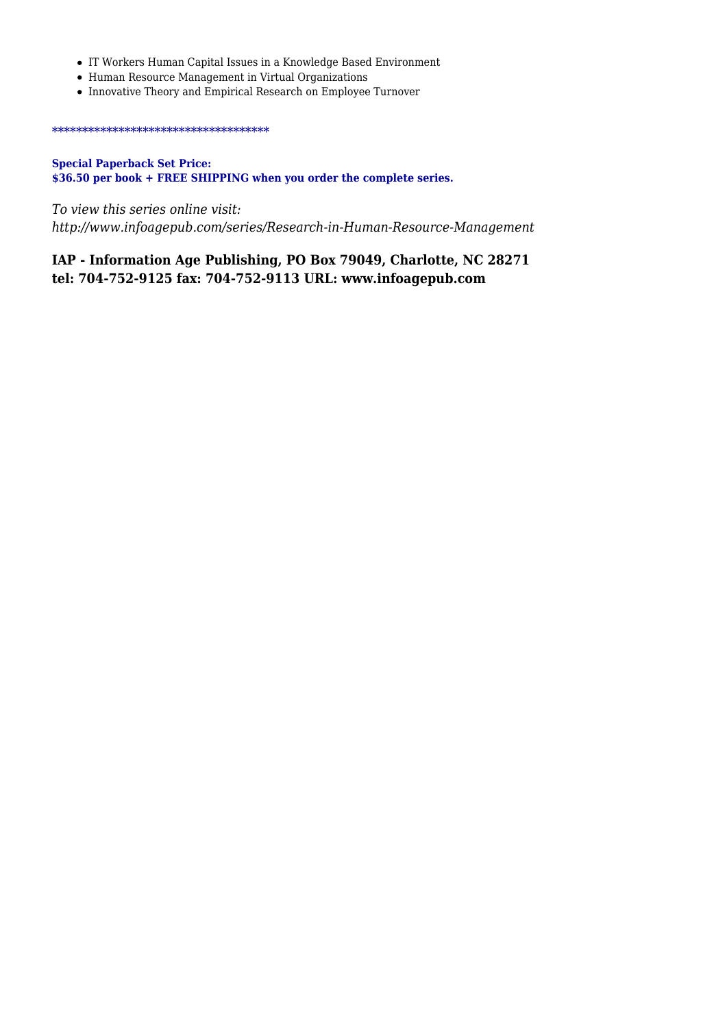- IT Workers Human Capital Issues in a Knowledge Based Environment
- Human Resource Management in Virtual Organizations
- Innovative Theory and Empirical Research on Employee Turnover

************************************

**Special Paperback Set Price:**
**$36.50 per book + FREE SHIPPING when you order the complete series.**

*To view this series online visit:*
*http://www.infoagepub.com/series/Research-in-Human-Resource-Management*

**IAP - Information Age Publishing, PO Box 79049, Charlotte, NC 28271**
**tel: 704-752-9125 fax: 704-752-9113 URL: www.infoagepub.com**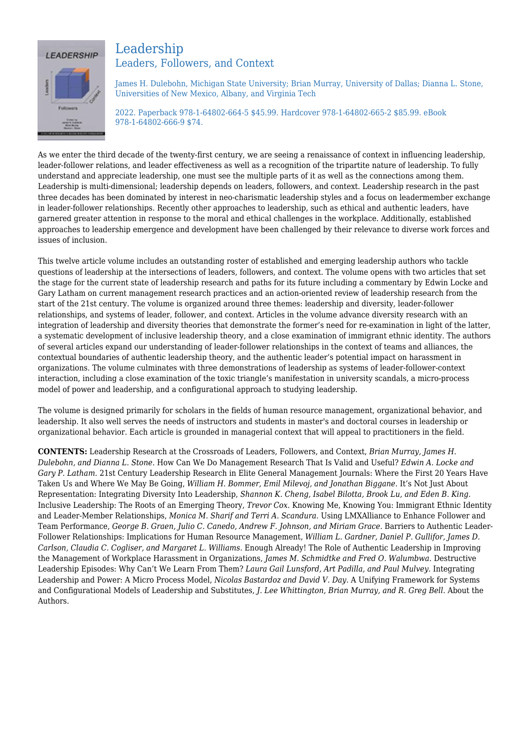# Leadership

## Leaders, Followers, and Context

James H. Dulebohn, Michigan State University; Brian Murray, University of Dallas; Dianna L. Stone, Universities of New Mexico, Albany, and Virginia Tech

2022. Paperback 978-1-64802-664-5 $45.99. Hardcover 978-1-64802-665-2 $85.99. eBook 978-1-64802-666-9 $74.

As we enter the third decade of the twenty-first century, we are seeing a renaissance of context in influencing leadership, leader-follower relations, and leader effectiveness as well as a recognition of the tripartite nature of leadership. To fully understand and appreciate leadership, one must see the multiple parts of it as well as the connections among them. Leadership is multi-dimensional; leadership depends on leaders, followers, and context. Leadership research in the past three decades has been dominated by interest in neo-charismatic leadership styles and a focus on leadermember exchange in leader-follower relationships. Recently other approaches to leadership, such as ethical and authentic leaders, have garnered greater attention in response to the moral and ethical challenges in the workplace. Additionally, established approaches to leadership emergence and development have been challenged by their relevance to diverse work forces and issues of inclusion.

This twelve article volume includes an outstanding roster of established and emerging leadership authors who tackle questions of leadership at the intersections of leaders, followers, and context. The volume opens with two articles that set the stage for the current state of leadership research and paths for its future including a commentary by Edwin Locke and Gary Latham on current management research practices and an action-oriented review of leadership research from the start of the 21st century. The volume is organized around three themes: leadership and diversity, leader-follower relationships, and systems of leader, follower, and context. Articles in the volume advance diversity research with an integration of leadership and diversity theories that demonstrate the former's need for re-examination in light of the latter, a systematic development of inclusive leadership theory, and a close examination of immigrant ethnic identity. The authors of several articles expand our understanding of leader-follower relationships in the context of teams and alliances, the contextual boundaries of authentic leadership theory, and the authentic leader's potential impact on harassment in organizations. The volume culminates with three demonstrations of leadership as systems of leader-follower-context interaction, including a close examination of the toxic triangle's manifestation in university scandals, a micro-process model of power and leadership, and a configurational approach to studying leadership.

The volume is designed primarily for scholars in the fields of human resource management, organizational behavior, and leadership. It also well serves the needs of instructors and students in master's and doctoral courses in leadership or organizational behavior. Each article is grounded in managerial context that will appeal to practitioners in the field.

**CONTENTS:** Leadership Research at the Crossroads of Leaders, Followers, and Context, *Brian Murray, James H. Dulebohn, and Dianna L. Stone.* How Can We Do Management Research That Is Valid and Useful? *Edwin A. Locke and Gary P. Latham.* 21st Century Leadership Research in Elite General Management Journals: Where the First 20 Years Have Taken Us and Where We May Be Going, *William H. Bommer, Emil Milevoj, and Jonathan Biggane.* It's Not Just About Representation: Integrating Diversity Into Leadership, *Shannon K. Cheng, Isabel Bilotta, Brook Lu, and Eden B. King.* Inclusive Leadership: The Roots of an Emerging Theory, *Trevor Cox.* Knowing Me, Knowing You: Immigrant Ethnic Identity and Leader-Member Relationships, *Monica M. Sharif and Terri A. Scandura.* Using LMXAlliance to Enhance Follower and Team Performance, *George B. Graen, Julio C. Canedo, Andrew F. Johnson, and Miriam Grace.* Barriers to Authentic Leader-Follower Relationships: Implications for Human Resource Management, *William L. Gardner, Daniel P. Gullifor, James D. Carlson, Claudia C. Cogliser, and Margaret L. Williams.* Enough Already! The Role of Authentic Leadership in Improving the Management of Workplace Harassment in Organizations, *James M. Schmidtke and Fred O. Walumbwa.* Destructive Leadership Episodes: Why Can't We Learn From Them? *Laura Gail Lunsford, Art Padilla, and Paul Mulvey.* Integrating Leadership and Power: A Micro Process Model, *Nicolas Bastardoz and David V. Day.* A Unifying Framework for Systems and Configurational Models of Leadership and Substitutes, *J. Lee Whittington, Brian Murray, and R. Greg Bell.* About the Authors.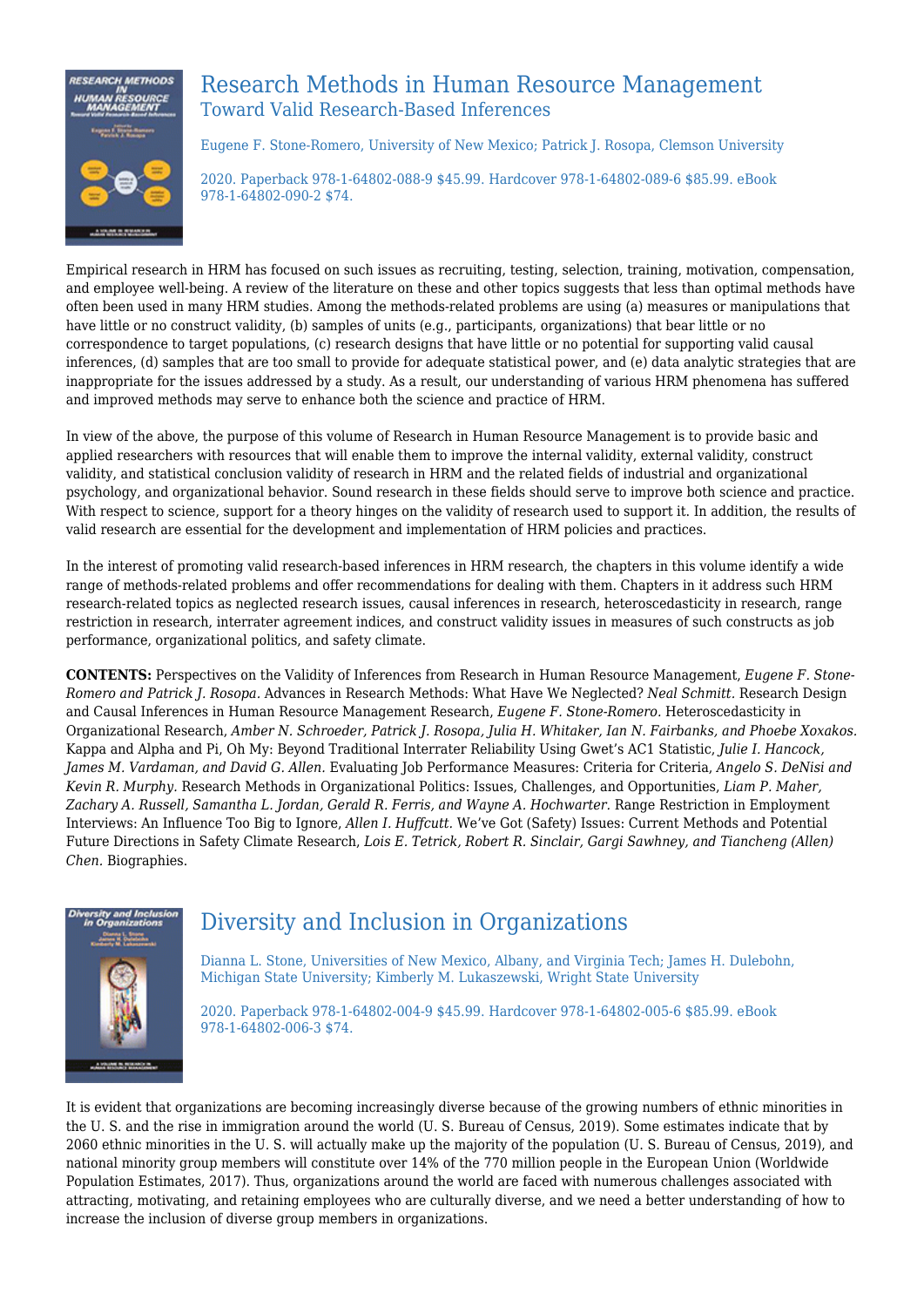## Research Methods in Human Resource Management

### Toward Valid Research-Based Inferences

Eugene F. Stone-Romero, University of New Mexico; Patrick J. Rosopa, Clemson University

2020. Paperback 978-1-64802-088-9 $45.99. Hardcover 978-1-64802-089-6 $85.99. eBook 978-1-64802-090-2 $74.

Empirical research in HRM has focused on such issues as recruiting, testing, selection, training, motivation, compensation, and employee well-being. A review of the literature on these and other topics suggests that less than optimal methods have often been used in many HRM studies. Among the methods-related problems are using (a) measures or manipulations that have little or no construct validity, (b) samples of units (e.g., participants, organizations) that bear little or no correspondence to target populations, (c) research designs that have little or no potential for supporting valid causal inferences, (d) samples that are too small to provide for adequate statistical power, and (e) data analytic strategies that are inappropriate for the issues addressed by a study. As a result, our understanding of various HRM phenomena has suffered and improved methods may serve to enhance both the science and practice of HRM.

In view of the above, the purpose of this volume of Research in Human Resource Management is to provide basic and applied researchers with resources that will enable them to improve the internal validity, external validity, construct validity, and statistical conclusion validity of research in HRM and the related fields of industrial and organizational psychology, and organizational behavior. Sound research in these fields should serve to improve both science and practice. With respect to science, support for a theory hinges on the validity of research used to support it. In addition, the results of valid research are essential for the development and implementation of HRM policies and practices.

In the interest of promoting valid research-based inferences in HRM research, the chapters in this volume identify a wide range of methods-related problems and offer recommendations for dealing with them. Chapters in it address such HRM research-related topics as neglected research issues, causal inferences in research, heteroscedasticity in research, range restriction in research, interrater agreement indices, and construct validity issues in measures of such constructs as job performance, organizational politics, and safety climate.

**CONTENTS:** Perspectives on the Validity of Inferences from Research in Human Resource Management, *Eugene F. Stone-Romero and Patrick J. Rosopa.* Advances in Research Methods: What Have We Neglected? *Neal Schmitt.* Research Design and Causal Inferences in Human Resource Management Research, *Eugene F. Stone-Romero.* Heteroscedasticity in Organizational Research, *Amber N. Schroeder, Patrick J. Rosopa, Julia H. Whitaker, Ian N. Fairbanks, and Phoebe Xoxakos.* Kappa and Alpha and Pi, Oh My: Beyond Traditional Interrater Reliability Using Gwet's AC1 Statistic, *Julie I. Hancock, James M. Vardaman, and David G. Allen.* Evaluating Job Performance Measures: Criteria for Criteria, *Angelo S. DeNisi and Kevin R. Murphy.* Research Methods in Organizational Politics: Issues, Challenges, and Opportunities, *Liam P. Maher, Zachary A. Russell, Samantha L. Jordan, Gerald R. Ferris, and Wayne A. Hochwarter.* Range Restriction in Employment Interviews: An Influence Too Big to Ignore, *Allen I. Huffcutt.* We've Got (Safety) Issues: Current Methods and Potential Future Directions in Safety Climate Research, *Lois E. Tetrick, Robert R. Sinclair, Gargi Sawhney, and Tiancheng (Allen) Chen.* Biographies.

## Diversity and Inclusion in Organizations

Dianna L. Stone, Universities of New Mexico, Albany, and Virginia Tech; James H. Dulebohn, Michigan State University; Kimberly M. Lukaszewski, Wright State University

2020. Paperback 978-1-64802-004-9 $45.99. Hardcover 978-1-64802-005-6 $85.99. eBook 978-1-64802-006-3 $74.

It is evident that organizations are becoming increasingly diverse because of the growing numbers of ethnic minorities in the U. S. and the rise in immigration around the world (U. S. Bureau of Census, 2019). Some estimates indicate that by 2060 ethnic minorities in the U. S. will actually make up the majority of the population (U. S. Bureau of Census, 2019), and national minority group members will constitute over 14% of the 770 million people in the European Union (Worldwide Population Estimates, 2017). Thus, organizations around the world are faced with numerous challenges associated with attracting, motivating, and retaining employees who are culturally diverse, and we need a better understanding of how to increase the inclusion of diverse group members in organizations.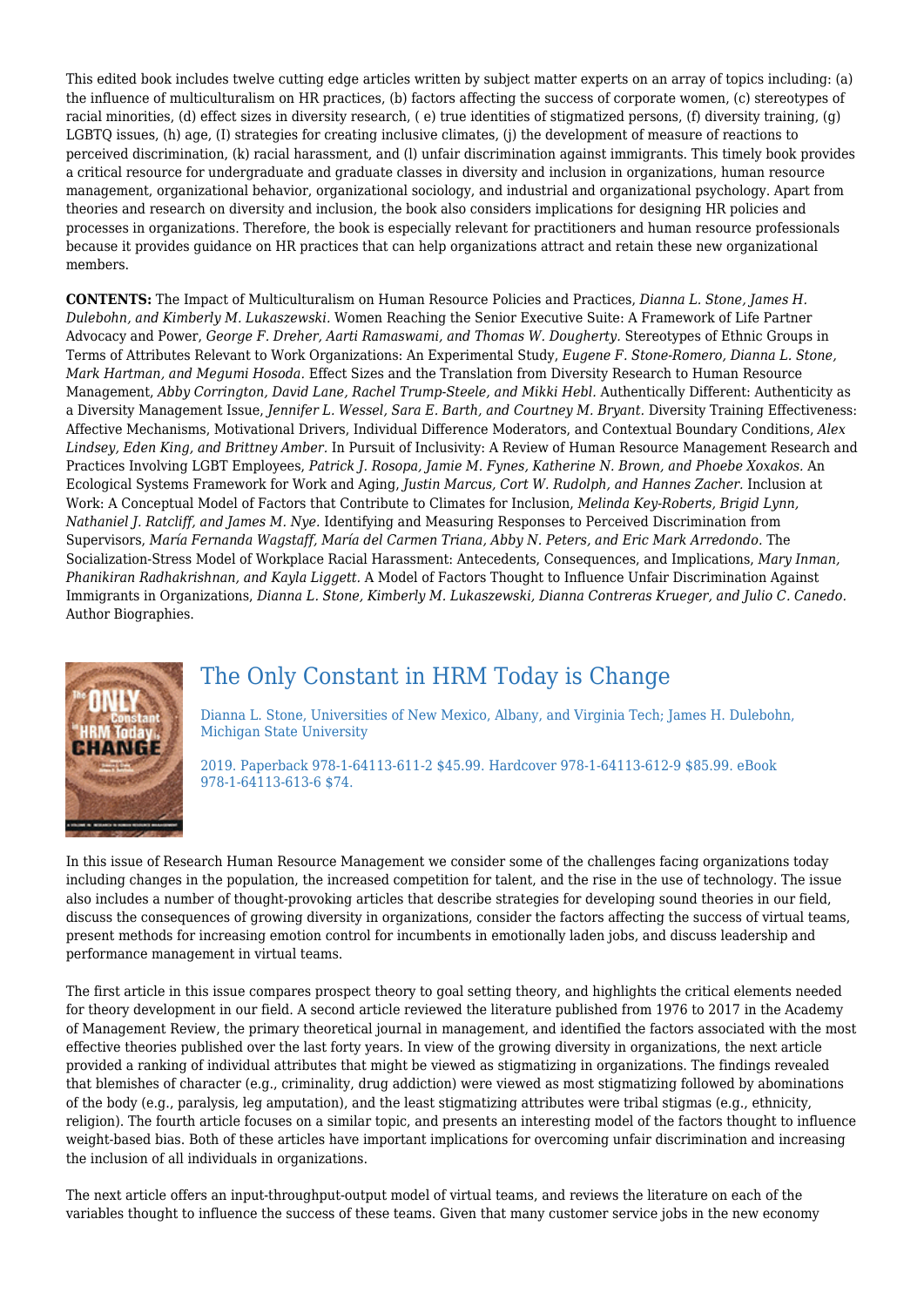This edited book includes twelve cutting edge articles written by subject matter experts on an array of topics including: (a) the influence of multiculturalism on HR practices, (b) factors affecting the success of corporate women, (c) stereotypes of racial minorities, (d) effect sizes in diversity research, ( e) true identities of stigmatized persons, (f) diversity training, (g) LGBTQ issues, (h) age, (I) strategies for creating inclusive climates, (j) the development of measure of reactions to perceived discrimination, (k) racial harassment, and (l) unfair discrimination against immigrants. This timely book provides a critical resource for undergraduate and graduate classes in diversity and inclusion in organizations, human resource management, organizational behavior, organizational sociology, and industrial and organizational psychology. Apart from theories and research on diversity and inclusion, the book also considers implications for designing HR policies and processes in organizations. Therefore, the book is especially relevant for practitioners and human resource professionals because it provides guidance on HR practices that can help organizations attract and retain these new organizational members.

**CONTENTS:** The Impact of Multiculturalism on Human Resource Policies and Practices, *Dianna L. Stone, James H. Dulebohn, and Kimberly M. Lukaszewski.* Women Reaching the Senior Executive Suite: A Framework of Life Partner Advocacy and Power, *George F. Dreher, Aarti Ramaswami, and Thomas W. Dougherty.* Stereotypes of Ethnic Groups in Terms of Attributes Relevant to Work Organizations: An Experimental Study, *Eugene F. Stone-Romero, Dianna L. Stone, Mark Hartman, and Megumi Hosoda.* Effect Sizes and the Translation from Diversity Research to Human Resource Management, *Abby Corrington, David Lane, Rachel Trump-Steele, and Mikki Hebl.* Authentically Different: Authenticity as a Diversity Management Issue, *Jennifer L. Wessel, Sara E. Barth, and Courtney M. Bryant.* Diversity Training Effectiveness: Affective Mechanisms, Motivational Drivers, Individual Difference Moderators, and Contextual Boundary Conditions, *Alex Lindsey, Eden King, and Brittney Amber.* In Pursuit of Inclusivity: A Review of Human Resource Management Research and Practices Involving LGBT Employees, *Patrick J. Rosopa, Jamie M. Fynes, Katherine N. Brown, and Phoebe Xoxakos.* An Ecological Systems Framework for Work and Aging, *Justin Marcus, Cort W. Rudolph, and Hannes Zacher.* Inclusion at Work: A Conceptual Model of Factors that Contribute to Climates for Inclusion, *Melinda Key-Roberts, Brigid Lynn, Nathaniel J. Ratcliff, and James M. Nye.* Identifying and Measuring Responses to Perceived Discrimination from Supervisors, *María Fernanda Wagstaff, María del Carmen Triana, Abby N. Peters, and Eric Mark Arredondo.* The Socialization-Stress Model of Workplace Racial Harassment: Antecedents, Consequences, and Implications, *Mary Inman, Phanikiran Radhakrishnan, and Kayla Liggett.* A Model of Factors Thought to Influence Unfair Discrimination Against Immigrants in Organizations, *Dianna L. Stone, Kimberly M. Lukaszewski, Dianna Contreras Krueger, and Julio C. Canedo.* Author Biographies.

## The Only Constant in HRM Today is Change

Dianna L. Stone, Universities of New Mexico, Albany, and Virginia Tech; James H. Dulebohn, Michigan State University

2019. Paperback 978-1-64113-611-2 $45.99. Hardcover 978-1-64113-612-9 $85.99. eBook 978-1-64113-613-6 $74.

In this issue of Research Human Resource Management we consider some of the challenges facing organizations today including changes in the population, the increased competition for talent, and the rise in the use of technology. The issue also includes a number of thought-provoking articles that describe strategies for developing sound theories in our field, discuss the consequences of growing diversity in organizations, consider the factors affecting the success of virtual teams, present methods for increasing emotion control for incumbents in emotionally laden jobs, and discuss leadership and performance management in virtual teams.

The first article in this issue compares prospect theory to goal setting theory, and highlights the critical elements needed for theory development in our field. A second article reviewed the literature published from 1976 to 2017 in the Academy of Management Review, the primary theoretical journal in management, and identified the factors associated with the most effective theories published over the last forty years. In view of the growing diversity in organizations, the next article provided a ranking of individual attributes that might be viewed as stigmatizing in organizations. The findings revealed that blemishes of character (e.g., criminality, drug addiction) were viewed as most stigmatizing followed by abominations of the body (e.g., paralysis, leg amputation), and the least stigmatizing attributes were tribal stigmas (e.g., ethnicity, religion). The fourth article focuses on a similar topic, and presents an interesting model of the factors thought to influence weight-based bias. Both of these articles have important implications for overcoming unfair discrimination and increasing the inclusion of all individuals in organizations.

The next article offers an input-throughput-output model of virtual teams, and reviews the literature on each of the variables thought to influence the success of these teams. Given that many customer service jobs in the new economy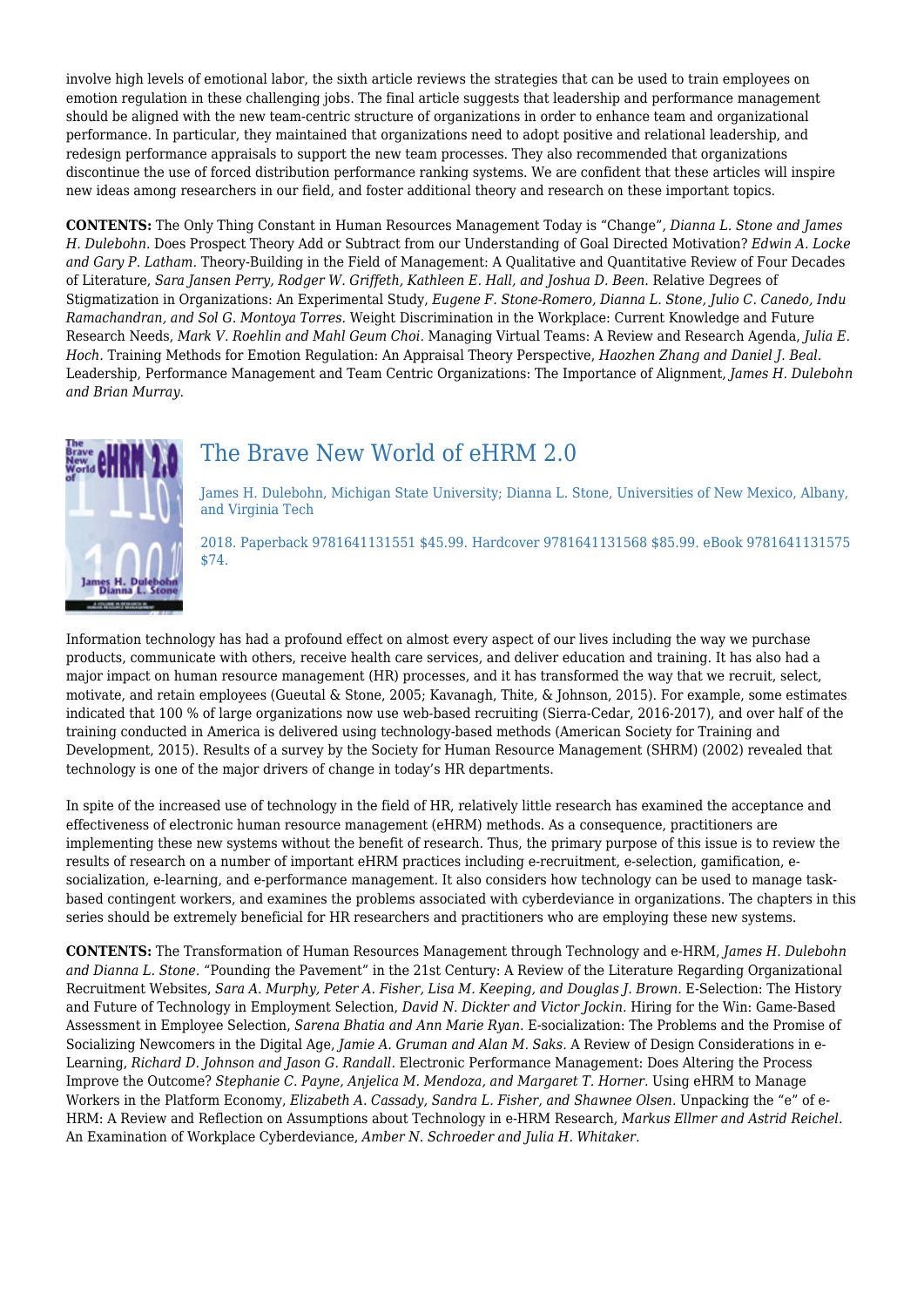involve high levels of emotional labor, the sixth article reviews the strategies that can be used to train employees on emotion regulation in these challenging jobs. The final article suggests that leadership and performance management should be aligned with the new team-centric structure of organizations in order to enhance team and organizational performance. In particular, they maintained that organizations need to adopt positive and relational leadership, and redesign performance appraisals to support the new team processes. They also recommended that organizations discontinue the use of forced distribution performance ranking systems. We are confident that these articles will inspire new ideas among researchers in our field, and foster additional theory and research on these important topics.

**CONTENTS:** The Only Thing Constant in Human Resources Management Today is "Change", *Dianna L. Stone and James H. Dulebohn.* Does Prospect Theory Add or Subtract from our Understanding of Goal Directed Motivation? *Edwin A. Locke and Gary P. Latham.* Theory-Building in the Field of Management: A Qualitative and Quantitative Review of Four Decades of Literature, *Sara Jansen Perry, Rodger W. Griffeth, Kathleen E. Hall, and Joshua D. Been.* Relative Degrees of Stigmatization in Organizations: An Experimental Study, *Eugene F. Stone-Romero, Dianna L. Stone, Julio C. Canedo, Indu Ramachandran, and Sol G. Montoya Torres.* Weight Discrimination in the Workplace: Current Knowledge and Future Research Needs, *Mark V. Roehlin and Mahl Geum Choi.* Managing Virtual Teams: A Review and Research Agenda, *Julia E. Hoch.* Training Methods for Emotion Regulation: An Appraisal Theory Perspective, *Haozhen Zhang and Daniel J. Beal.* Leadership, Performance Management and Team Centric Organizations: The Importance of Alignment, *James H. Dulebohn and Brian Murray.*

## The Brave New World of eHRM 2.0

James H. Dulebohn, Michigan State University; Dianna L. Stone, Universities of New Mexico, Albany, and Virginia Tech

2018. Paperback 9781641131551 $45.99. Hardcover 9781641131568 $85.99. eBook 9781641131575 $74.

Information technology has had a profound effect on almost every aspect of our lives including the way we purchase products, communicate with others, receive health care services, and deliver education and training. It has also had a major impact on human resource management (HR) processes, and it has transformed the way that we recruit, select, motivate, and retain employees (Gueutal & Stone, 2005; Kavanagh, Thite, & Johnson, 2015). For example, some estimates indicated that 100 % of large organizations now use web-based recruiting (Sierra-Cedar, 2016-2017), and over half of the training conducted in America is delivered using technology-based methods (American Society for Training and Development, 2015). Results of a survey by the Society for Human Resource Management (SHRM) (2002) revealed that technology is one of the major drivers of change in today's HR departments.

In spite of the increased use of technology in the field of HR, relatively little research has examined the acceptance and effectiveness of electronic human resource management (eHRM) methods. As a consequence, practitioners are implementing these new systems without the benefit of research. Thus, the primary purpose of this issue is to review the results of research on a number of important eHRM practices including e-recruitment, e-selection, gamification, e-socialization, e-learning, and e-performance management. It also considers how technology can be used to manage task-based contingent workers, and examines the problems associated with cyberdeviance in organizations. The chapters in this series should be extremely beneficial for HR researchers and practitioners who are employing these new systems.

**CONTENTS:** The Transformation of Human Resources Management through Technology and e-HRM, *James H. Dulebohn and Dianna L. Stone.* "Pounding the Pavement" in the 21st Century: A Review of the Literature Regarding Organizational Recruitment Websites, *Sara A. Murphy, Peter A. Fisher, Lisa M. Keeping, and Douglas J. Brown.* E-Selection: The History and Future of Technology in Employment Selection, *David N. Dickter and Victor Jockin.* Hiring for the Win: Game-Based Assessment in Employee Selection, *Sarena Bhatia and Ann Marie Ryan.* E-socialization: The Problems and the Promise of Socializing Newcomers in the Digital Age, *Jamie A. Gruman and Alan M. Saks.* A Review of Design Considerations in e-Learning, *Richard D. Johnson and Jason G. Randall.* Electronic Performance Management: Does Altering the Process Improve the Outcome? *Stephanie C. Payne, Anjelica M. Mendoza, and Margaret T. Horner.* Using eHRM to Manage Workers in the Platform Economy, *Elizabeth A. Cassady, Sandra L. Fisher, and Shawnee Olsen.* Unpacking the "e" of e-HRM: A Review and Reflection on Assumptions about Technology in e-HRM Research, *Markus Ellmer and Astrid Reichel.* An Examination of Workplace Cyberdeviance, *Amber N. Schroeder and Julia H. Whitaker.*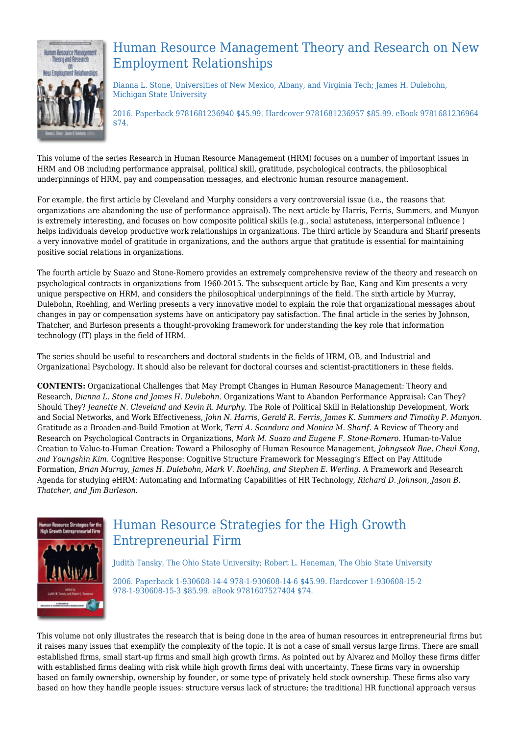## Human Resource Management Theory and Research on New Employment Relationships

Dianna L. Stone, Universities of New Mexico, Albany, and Virginia Tech; James H. Dulebohn, Michigan State University

2016. Paperback 9781681236940 $45.99. Hardcover 9781681236957 $85.99. eBook 9781681236964 $74.

This volume of the series Research in Human Resource Management (HRM) focuses on a number of important issues in HRM and OB including performance appraisal, political skill, gratitude, psychological contracts, the philosophical underpinnings of HRM, pay and compensation messages, and electronic human resource management.

For example, the first article by Cleveland and Murphy considers a very controversial issue (i.e., the reasons that organizations are abandoning the use of performance appraisal). The next article by Harris, Ferris, Summers, and Munyon is extremely interesting, and focuses on how composite political skills (e.g., social astuteness, interpersonal influence ) helps individuals develop productive work relationships in organizations. The third article by Scandura and Sharif presents a very innovative model of gratitude in organizations, and the authors argue that gratitude is essential for maintaining positive social relations in organizations.

The fourth article by Suazo and Stone-Romero provides an extremely comprehensive review of the theory and research on psychological contracts in organizations from 1960-2015. The subsequent article by Bae, Kang and Kim presents a very unique perspective on HRM, and considers the philosophical underpinnings of the field. The sixth article by Murray, Dulebohn, Roehling, and Werling presents a very innovative model to explain the role that organizational messages about changes in pay or compensation systems have on anticipatory pay satisfaction. The final article in the series by Johnson, Thatcher, and Burleson presents a thought-provoking framework for understanding the key role that information technology (IT) plays in the field of HRM.

The series should be useful to researchers and doctoral students in the fields of HRM, OB, and Industrial and Organizational Psychology. It should also be relevant for doctoral courses and scientist-practitioners in these fields.

**CONTENTS:** Organizational Challenges that May Prompt Changes in Human Resource Management: Theory and Research, *Dianna L. Stone and James H. Dulebohn.* Organizations Want to Abandon Performance Appraisal: Can They? Should They? *Jeanette N. Cleveland and Kevin R. Murphy.* The Role of Political Skill in Relationship Development, Work and Social Networks, and Work Effectiveness, *John N. Harris, Gerald R. Ferris, James K. Summers and Timothy P. Munyon.* Gratitude as a Broaden-and-Build Emotion at Work, *Terri A. Scandura and Monica M. Sharif.* A Review of Theory and Research on Psychological Contracts in Organizations, *Mark M. Suazo and Eugene F. Stone-Romero.* Human-to-Value Creation to Value-to-Human Creation: Toward a Philosophy of Human Resource Management, *Johngseok Bae, Cheul Kang, and Youngshin Kim.* Cognitive Response: Cognitive Structure Framework for Messaging's Effect on Pay Attitude Formation, *Brian Murray, James H. Dulebohn, Mark V. Roehling, and Stephen E. Werling.* A Framework and Research Agenda for studying eHRM: Automating and Informating Capabilities of HR Technology, *Richard D. Johnson, Jason B. Thatcher, and Jim Burleson.*

## Human Resource Strategies for the High Growth Entrepreneurial Firm

Judith Tansky, The Ohio State University; Robert L. Heneman, The Ohio State University

2006. Paperback 1-930608-14-4 978-1-930608-14-6 $45.99. Hardcover 1-930608-15-2 978-1-930608-15-3 $85.99. eBook 9781607527404 $74.

This volume not only illustrates the research that is being done in the area of human resources in entrepreneurial firms but it raises many issues that exemplify the complexity of the topic. It is not a case of small versus large firms. There are small established firms, small start-up firms and small high growth firms. As pointed out by Alvarez and Molloy these firms differ with established firms dealing with risk while high growth firms deal with uncertainty. These firms vary in ownership based on family ownership, ownership by founder, or some type of privately held stock ownership. These firms also vary based on how they handle people issues: structure versus lack of structure; the traditional HR functional approach versus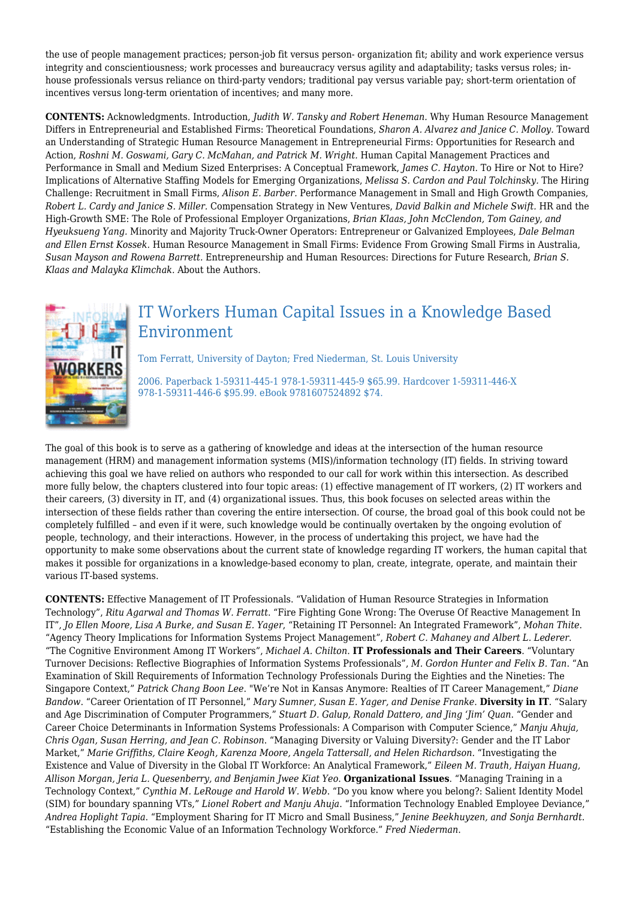the use of people management practices; person-job fit versus person- organization fit; ability and work experience versus integrity and conscientiousness; work processes and bureaucracy versus agility and adaptability; tasks versus roles; in-house professionals versus reliance on third-party vendors; traditional pay versus variable pay; short-term orientation of incentives versus long-term orientation of incentives; and many more.

**CONTENTS:** Acknowledgments. Introduction, *Judith W. Tansky and Robert Heneman.* Why Human Resource Management Differs in Entrepreneurial and Established Firms: Theoretical Foundations, *Sharon A. Alvarez and Janice C. Molloy.* Toward an Understanding of Strategic Human Resource Management in Entrepreneurial Firms: Opportunities for Research and Action, *Roshni M. Goswami, Gary C. McMahan, and Patrick M. Wright.* Human Capital Management Practices and Performance in Small and Medium Sized Enterprises: A Conceptual Framework, *James C. Hayton.* To Hire or Not to Hire? Implications of Alternative Staffing Models for Emerging Organizations, *Melissa S. Cardon and Paul Tolchinsky.* The Hiring Challenge: Recruitment in Small Firms, *Alison E. Barber.* Performance Management in Small and High Growth Companies, *Robert L. Cardy and Janice S. Miller.* Compensation Strategy in New Ventures, *David Balkin and Michele Swift.* HR and the High-Growth SME: The Role of Professional Employer Organizations, *Brian Klaas, John McClendon, Tom Gainey, and Hyeuksueng Yang.* Minority and Majority Truck-Owner Operators: Entrepreneur or Galvanized Employees, *Dale Belman and Ellen Ernst Kossek.* Human Resource Management in Small Firms: Evidence From Growing Small Firms in Australia, *Susan Mayson and Rowena Barrett.* Entrepreneurship and Human Resources: Directions for Future Research, *Brian S. Klaas and Malayka Klimchak.* About the Authors.

## IT Workers Human Capital Issues in a Knowledge Based Environment

Tom Ferratt, University of Dayton; Fred Niederman, St. Louis University

2006. Paperback 1-59311-445-1 978-1-59311-445-9 $65.99. Hardcover 1-59311-446-X 978-1-59311-446-6 $95.99. eBook 9781607524892 $74.

The goal of this book is to serve as a gathering of knowledge and ideas at the intersection of the human resource management (HRM) and management information systems (MIS)/information technology (IT) fields. In striving toward achieving this goal we have relied on authors who responded to our call for work within this intersection. As described more fully below, the chapters clustered into four topic areas: (1) effective management of IT workers, (2) IT workers and their careers, (3) diversity in IT, and (4) organizational issues. Thus, this book focuses on selected areas within the intersection of these fields rather than covering the entire intersection. Of course, the broad goal of this book could not be completely fulfilled – and even if it were, such knowledge would be continually overtaken by the ongoing evolution of people, technology, and their interactions. However, in the process of undertaking this project, we have had the opportunity to make some observations about the current state of knowledge regarding IT workers, the human capital that makes it possible for organizations in a knowledge-based economy to plan, create, integrate, operate, and maintain their various IT-based systems.

**CONTENTS:** Effective Management of IT Professionals. "Validation of Human Resource Strategies in Information Technology", *Ritu Agarwal and Thomas W. Ferratt.* "Fire Fighting Gone Wrong: The Overuse Of Reactive Management In IT", *Jo Ellen Moore, Lisa A Burke, and Susan E. Yager*, "Retaining IT Personnel: An Integrated Framework", *Mohan Thite.* "Agency Theory Implications for Information Systems Project Management", *Robert C. Mahaney and Albert L. Lederer.* "The Cognitive Environment Among IT Workers", *Michael A. Chilton.* **IT Professionals and Their Careers**. "Voluntary Turnover Decisions: Reflective Biographies of Information Systems Professionals", *M. Gordon Hunter and Felix B. Tan.* "An Examination of Skill Requirements of Information Technology Professionals During the Eighties and the Nineties: The Singapore Context," *Patrick Chang Boon Lee.* "We're Not in Kansas Anymore: Realties of IT Career Management," *Diane Bandow.* "Career Orientation of IT Personnel," *Mary Sumner, Susan E. Yager, and Denise Franke.* **Diversity in IT**. "Salary and Age Discrimination of Computer Programmers," *Stuart D. Galup, Ronald Dattero, and Jing 'Jim' Quan.* "Gender and Career Choice Determinants in Information Systems Professionals: A Comparison with Computer Science," *Manju Ahuja, Chris Ogan, Susan Herring, and Jean C. Robinson.* "Managing Diversity or Valuing Diversity?: Gender and the IT Labor Market," *Marie Griffiths, Claire Keogh, Karenza Moore, Angela Tattersall, and Helen Richardson.* "Investigating the Existence and Value of Diversity in the Global IT Workforce: An Analytical Framework," *Eileen M. Trauth, Haiyan Huang, Allison Morgan, Jeria L. Quesenberry, and Benjamin Jwee Kiat Yeo.* **Organizational Issues**. "Managing Training in a Technology Context," *Cynthia M. LeRouge and Harold W. Webb.* "Do you know where you belong?: Salient Identity Model (SIM) for boundary spanning VTs," *Lionel Robert and Manju Ahuja.* "Information Technology Enabled Employee Deviance," *Andrea Hoplight Tapia.* "Employment Sharing for IT Micro and Small Business," *Jenine Beekhuyzen, and Sonja Bernhardt.* "Establishing the Economic Value of an Information Technology Workforce." *Fred Niederman.*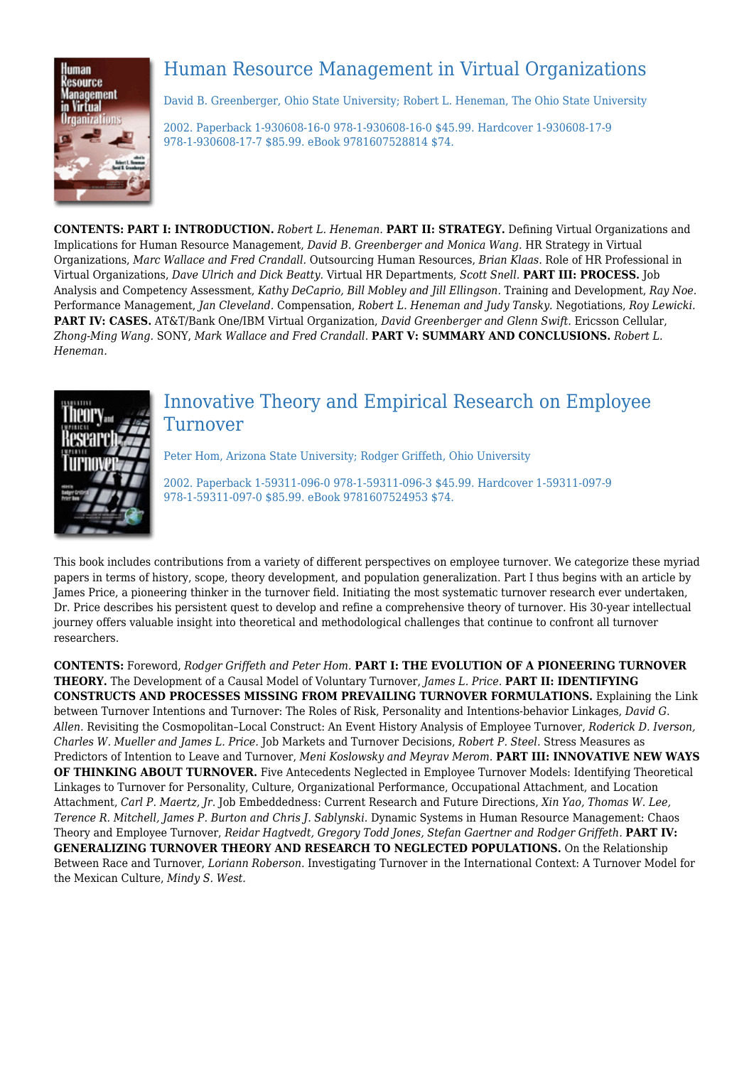## Human Resource Management in Virtual Organizations

David B. Greenberger, Ohio State University; Robert L. Heneman, The Ohio State University

2002. Paperback 1-930608-16-0 978-1-930608-16-0 $45.99. Hardcover 1-930608-17-9 978-1-930608-17-7 $85.99. eBook 9781607528814 $74.

**CONTENTS: PART I: INTRODUCTION.** *Robert L. Heneman.* **PART II: STRATEGY.** Defining Virtual Organizations and Implications for Human Resource Management, *David B. Greenberger and Monica Wang.* HR Strategy in Virtual Organizations, *Marc Wallace and Fred Crandall.* Outsourcing Human Resources, *Brian Klaas.* Role of HR Professional in Virtual Organizations, *Dave Ulrich and Dick Beatty.* Virtual HR Departments, *Scott Snell.* **PART III: PROCESS.** Job Analysis and Competency Assessment, *Kathy DeCaprio, Bill Mobley and Jill Ellingson.* Training and Development, *Ray Noe.* Performance Management, *Jan Cleveland.* Compensation, *Robert L. Heneman and Judy Tansky.* Negotiations, *Roy Lewicki.* **PART IV: CASES.** AT&T/Bank One/IBM Virtual Organization, *David Greenberger and Glenn Swift.* Ericsson Cellular, *Zhong-Ming Wang.* SONY, *Mark Wallace and Fred Crandall.* **PART V: SUMMARY AND CONCLUSIONS.** *Robert L. Heneman.*

## Innovative Theory and Empirical Research on Employee Turnover

Peter Hom, Arizona State University; Rodger Griffeth, Ohio University

2002. Paperback 1-59311-096-0 978-1-59311-096-3 $45.99. Hardcover 1-59311-097-9 978-1-59311-097-0 $85.99. eBook 9781607524953 $74.

This book includes contributions from a variety of different perspectives on employee turnover. We categorize these myriad papers in terms of history, scope, theory development, and population generalization. Part I thus begins with an article by James Price, a pioneering thinker in the turnover field. Initiating the most systematic turnover research ever undertaken, Dr. Price describes his persistent quest to develop and refine a comprehensive theory of turnover. His 30-year intellectual journey offers valuable insight into theoretical and methodological challenges that continue to confront all turnover researchers.

**CONTENTS:** Foreword, *Rodger Griffeth and Peter Hom.* **PART I: THE EVOLUTION OF A PIONEERING TURNOVER THEORY.** The Development of a Causal Model of Voluntary Turnover, *James L. Price.* **PART II: IDENTIFYING CONSTRUCTS AND PROCESSES MISSING FROM PREVAILING TURNOVER FORMULATIONS.** Explaining the Link between Turnover Intentions and Turnover: The Roles of Risk, Personality and Intentions-behavior Linkages, *David G. Allen.* Revisiting the Cosmopolitan–Local Construct: An Event History Analysis of Employee Turnover, *Roderick D. Iverson, Charles W. Mueller and James L. Price.* Job Markets and Turnover Decisions, *Robert P. Steel.* Stress Measures as Predictors of Intention to Leave and Turnover, *Meni Koslowsky and Meyrav Merom.* **PART III: INNOVATIVE NEW WAYS OF THINKING ABOUT TURNOVER.** Five Antecedents Neglected in Employee Turnover Models: Identifying Theoretical Linkages to Turnover for Personality, Culture, Organizational Performance, Occupational Attachment, and Location Attachment, *Carl P. Maertz, Jr.* Job Embeddedness: Current Research and Future Directions, *Xin Yao, Thomas W. Lee, Terence R. Mitchell, James P. Burton and Chris J. Sablynski.* Dynamic Systems in Human Resource Management: Chaos Theory and Employee Turnover, *Reidar Hagtvedt, Gregory Todd Jones, Stefan Gaertner and Rodger Griffeth.* **PART IV: GENERALIZING TURNOVER THEORY AND RESEARCH TO NEGLECTED POPULATIONS.** On the Relationship Between Race and Turnover, *Loriann Roberson.* Investigating Turnover in the International Context: A Turnover Model for the Mexican Culture, *Mindy S. West.*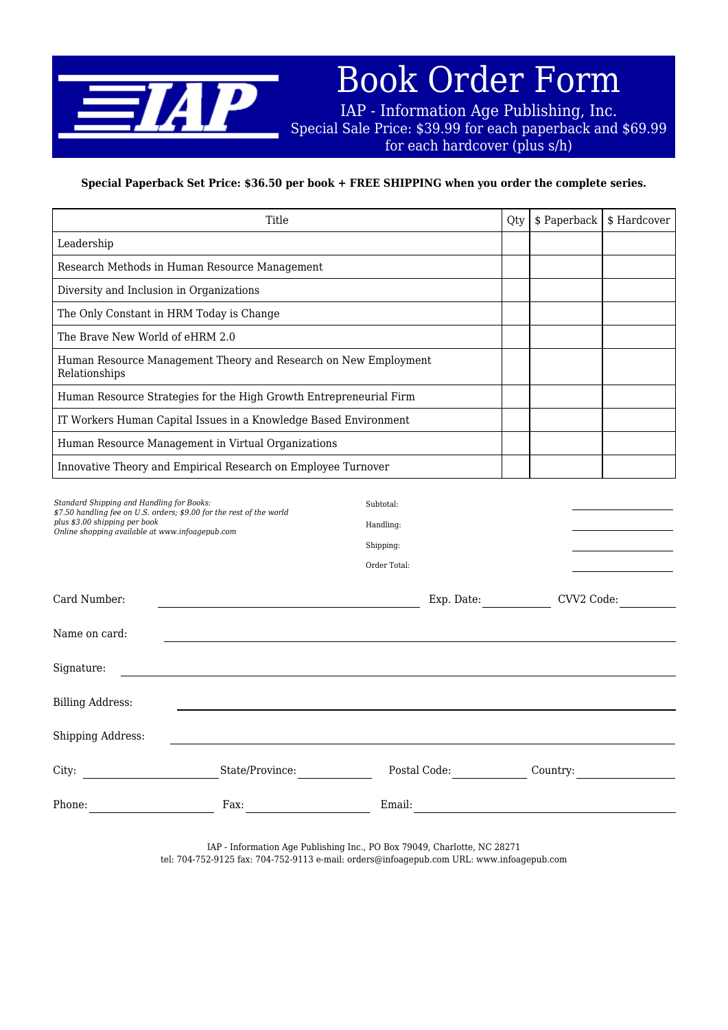# Book Order Form

IAP - Information Age Publishing, Inc.
Special Sale Price: $39.99 for each paperback and $69.99 for each hardcover (plus s/h)

**Special Paperback Set Price: $36.50 per book + FREE SHIPPING when you order the complete series.**

| Title | Qty | $ Paperback | $ Hardcover |
|---|---|---|---|
| Leadership | | | |
| Research Methods in Human Resource Management | | | |
| Diversity and Inclusion in Organizations | | | |
| The Only Constant in HRM Today is Change | | | |
| The Brave New World of eHRM 2.0 | | | |
| Human Resource Management Theory and Research on New Employment Relationships | | | |
| Human Resource Strategies for the High Growth Entrepreneurial Firm | | | |
| IT Workers Human Capital Issues in a Knowledge Based Environment | | | |
| Human Resource Management in Virtual Organizations | | | |
| Innovative Theory and Empirical Research on Employee Turnover | | | |

*Standard Shipping and Handling for Books:*
*$7.50 handling fee on U.S. orders; $9.00 for the rest of the world*
*plus $3.00 shipping per book*
*Online shopping available at www.infoagepub.com*

Subtotal: ____________

Handling: ____________

Shipping: ____________

Order Total: ____________

Card Number: ____________ Exp. Date: ____________ CVV2 Code: ____________

Name on card: ____________

Signature: ____________

Billing Address: ____________

Shipping Address: ____________

City: ____________ State/Province: ____________ Postal Code: ____________ Country: ____________

Phone: ____________ Fax: ____________ Email: ____________

IAP - Information Age Publishing Inc., PO Box 79049, Charlotte, NC 28271
tel: 704-752-9125 fax: 704-752-9113 e-mail: orders@infoagepub.com URL: www.infoagepub.com